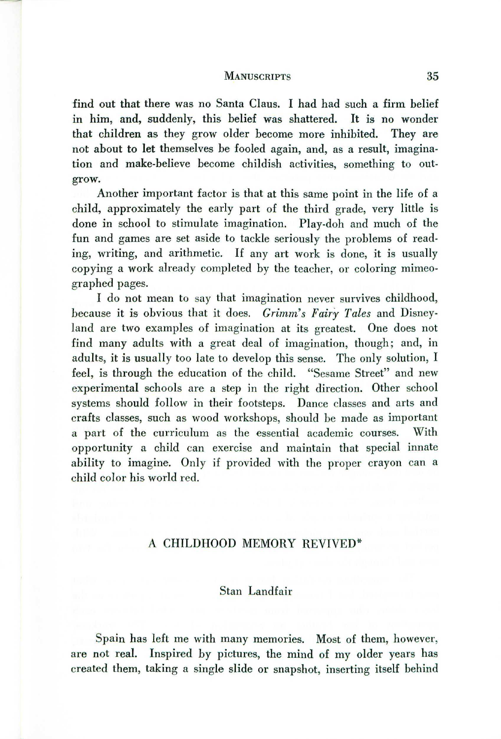find out that there was no Santa Claus. I had had such a firm belief in him, and, suddenly, this belief was shattered. It is no wonder that children as they grow older become more inhibited. They are not about to let themselves be fooled again, and, as a result, imagination and make-believe become childish activities, something to outgrow.

Another important factor is that at this same point in the life of a child, approximately the early part of the third grade, very little is done in school to stimulate imagination. Play-doh and much of the fun and games are set aside to tackle seriously the problems of reading, writing, and arithmetic. If any art work is done, it is usually copying a work already completed by the teacher, or coloring mimeographed pages.

I do not mean to say that imagination never survives childhood, because it is obvious that it does. *Grimm's Fairy Tales* and Disneyland are two examples of imagination at its greatest. One does not find many adults with a great deal of imagination, though; and, in adults, it is usually too late to develop this sense. The only solution, I feel, is through the education of the child. "Sesame Street" and new experimental schools are a step in the right direction. Other school systems should follow in their footsteps. Dance classes and arts and crafts classes, such as wood workshops, should be made as important a part of the curriculum as the essential academic courses. With opportunity a child can exercise and maintain that special innate ability to imagine. Only if provided with the proper crayon can a child color his world red.

## A CHILDHOOD MEMORY REVIVED*

Stan Landfair

Spain has left me with many memories. Most of them, however, are not real. Inspired by pictures, the mind of my older years has created them, taking a single slide or snapshot, inserting itself behind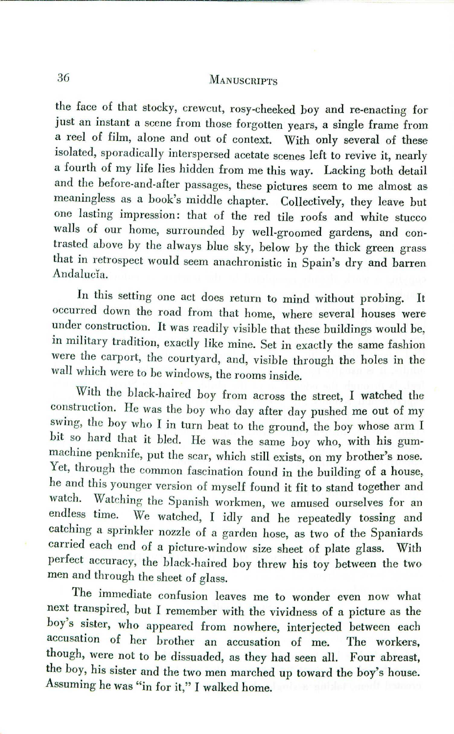the face of that stocky, crewcut, rosy-cheeked boy and re-enacting for just an instant a scene from those forgotten years, a single frame from a reel of film, alone and out of context. With only several of these isolated, sporadically interspersed acetate scenes left to revive it, nearly a fourth of my life lies hidden from me this way. Lacking both detail and the before-and-after passages, these pictures seem to me almost as meaningless as a book's middle chapter. Collectively, they leave but one lasting impression: that of the red tile roofs and white stucco walls of our home, surrounded by well-groomed gardens, and contrasted above by the always blue sky, below by the thick green grass that in retrospect would seem anachronistic in Spain's dry and barren Andalucía.

In this setting one act does return to mind without probing. It occurred down the road from that home, where several houses were under construction. It was readily visible that these buildings would be, in military tradition, exactly like mine. Set in exactly the same fashion were the carport, the courtyard, and, visible through the holes in the wall which were to be windows, the rooms inside.

With the black-haired boy from across the street, I watched the construction. He was the boy who day after day pushed me out of my swing, the boy who I in turn beat to the ground, the boy whose arm I bit so hard that it bled. He was the same boy who, with his gum-machine penknife, put the scar, which still exists, on my brother's nose. Yet, through the common fascination found in the building of a house, he and this younger version of myself found it fit to stand together and watch. Watching the Spanish workmen, we amused ourselves for an endless time. We watched, I idly and he repeatedly tossing and catching a sprinkler nozzle of a garden hose, as two of the Spaniards carried each end of a picture-window size sheet of plate glass. With perfect accuracy, the black-haired boy threw his toy between the two men and through the sheet of glass.

The immediate confusion leaves me to wonder even now what next transpired, but I remember with the vividness of a picture as the boy's sister, who appeared from nowhere, interjected between each accusation of her brother an accusation of me. The workers, though, were not to be dissuaded, as they had seen all. Four abreast, the boy, his sister and the two men marched up toward the boy's house. Assuming he was "in for it," I walked home.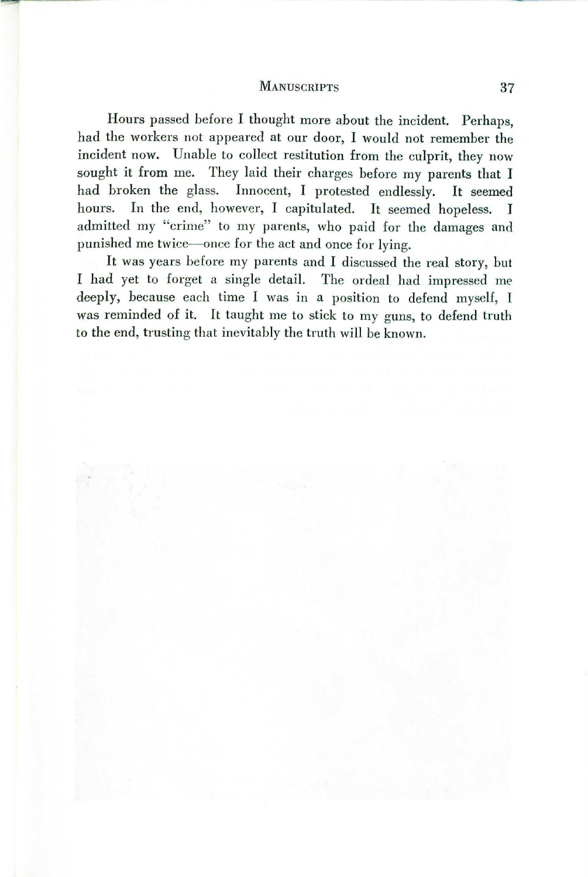Hours passed before I thought more about the incident. Perhaps, had the workers not appeared at our door, I would not remember the incident now. Unable to collect restitution from the culprit, they now sought it from me. They laid their charges before my parents that I had broken the glass. Innocent, I protested endlessly. It seemed hours. In the end, however, I capitulated. It seemed hopeless. I admitted my "crime" to my parents, who paid for the damages and punished me twice—once for the act and once for lying.

It was years before my parents and I discussed the real story, but I had yet to forget a single detail. The ordeal had impressed me deeply, because each time I was in a position to defend myself, I was reminded of it. It taught me to stick to my guns, to defend truth to the end, trusting that inevitably the truth will be known.